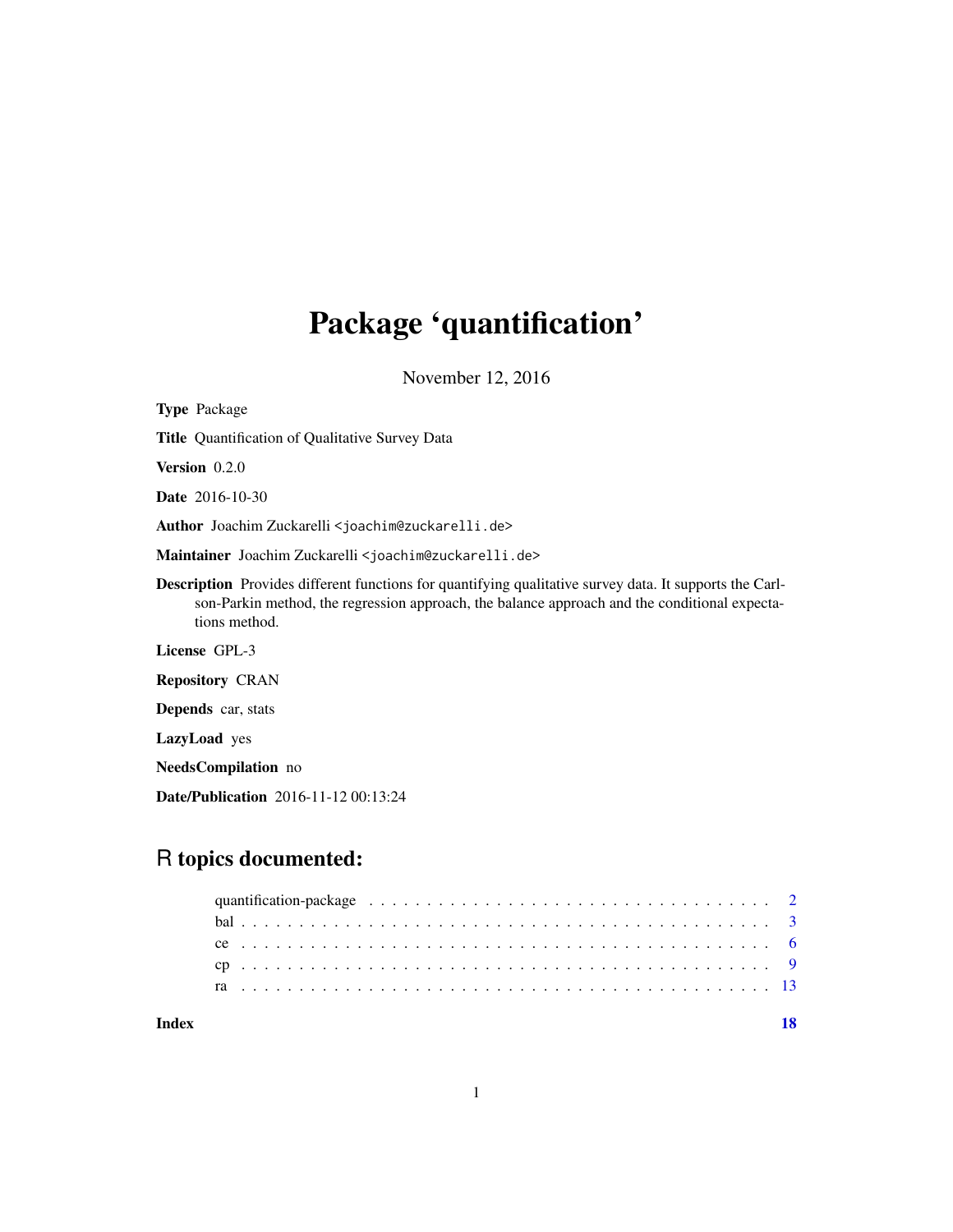# Package 'quantification'

November 12, 2016

**Type** Package

**Title** Quantification of Qualitative Survey Data

**Version** 0.2.0

**Date** 2016-10-30

**Author** Joachim Zuckarelli <joachim@zuckarelli.de>

**Maintainer** Joachim Zuckarelli <joachim@zuckarelli.de>

**Description** Provides different functions for quantifying qualitative survey data. It supports the Carlson-Parkin method, the regression approach, the balance approach and the conditional expectations method.

**License** GPL-3

**Repository** CRAN

**Depends** car, stats

**LazyLoad** yes

**NeedsCompilation** no

**Date/Publication** 2016-11-12 00:13:24

## R topics documented:

| | |
|---|---|
| quantification-package | 2 |
| bal | 3 |
| ce | 6 |
| cp | 9 |
| ra | 13 |
| **Index** | **18** |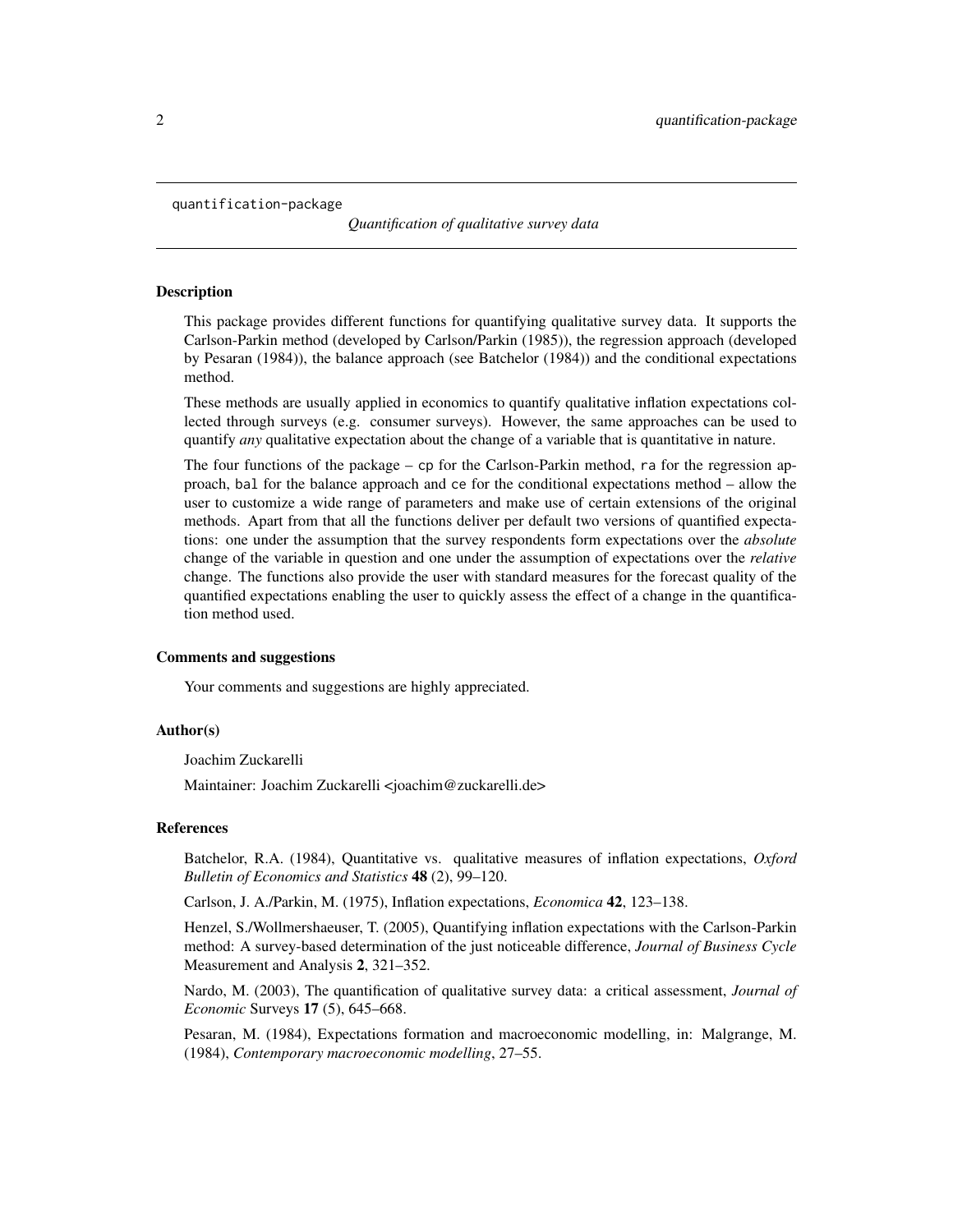quantification-package

*Quantification of qualitative survey data*

## Description

This package provides different functions for quantifying qualitative survey data. It supports the Carlson-Parkin method (developed by Carlson/Parkin (1985)), the regression approach (developed by Pesaran (1984)), the balance approach (see Batchelor (1984)) and the conditional expectations method.

These methods are usually applied in economics to quantify qualitative inflation expectations collected through surveys (e.g. consumer surveys). However, the same approaches can be used to quantify *any* qualitative expectation about the change of a variable that is quantitative in nature.

The four functions of the package – `cp` for the Carlson-Parkin method, `ra` for the regression approach, `bal` for the balance approach and `ce` for the conditional expectations method – allow the user to customize a wide range of parameters and make use of certain extensions of the original methods. Apart from that all the functions deliver per default two versions of quantified expectations: one under the assumption that the survey respondents form expectations over the *absolute* change of the variable in question and one under the assumption of expectations over the *relative* change. The functions also provide the user with standard measures for the forecast quality of the quantified expectations enabling the user to quickly assess the effect of a change in the quantification method used.

## Comments and suggestions

Your comments and suggestions are highly appreciated.

## Author(s)

Joachim Zuckarelli

Maintainer: Joachim Zuckarelli <joachim@zuckarelli.de>

## References

Batchelor, R.A. (1984), Quantitative vs. qualitative measures of inflation expectations, *Oxford Bulletin of Economics and Statistics* **48** (2), 99–120.

Carlson, J. A./Parkin, M. (1975), Inflation expectations, *Economica* **42**, 123–138.

Henzel, S./Wollmershaeuser, T. (2005), Quantifying inflation expectations with the Carlson-Parkin method: A survey-based determination of the just noticeable difference, *Journal of Business Cycle* Measurement and Analysis **2**, 321–352.

Nardo, M. (2003), The quantification of qualitative survey data: a critical assessment, *Journal of Economic* Surveys **17** (5), 645–668.

Pesaran, M. (1984), Expectations formation and macroeconomic modelling, in: Malgrange, M. (1984), *Contemporary macroeconomic modelling*, 27–55.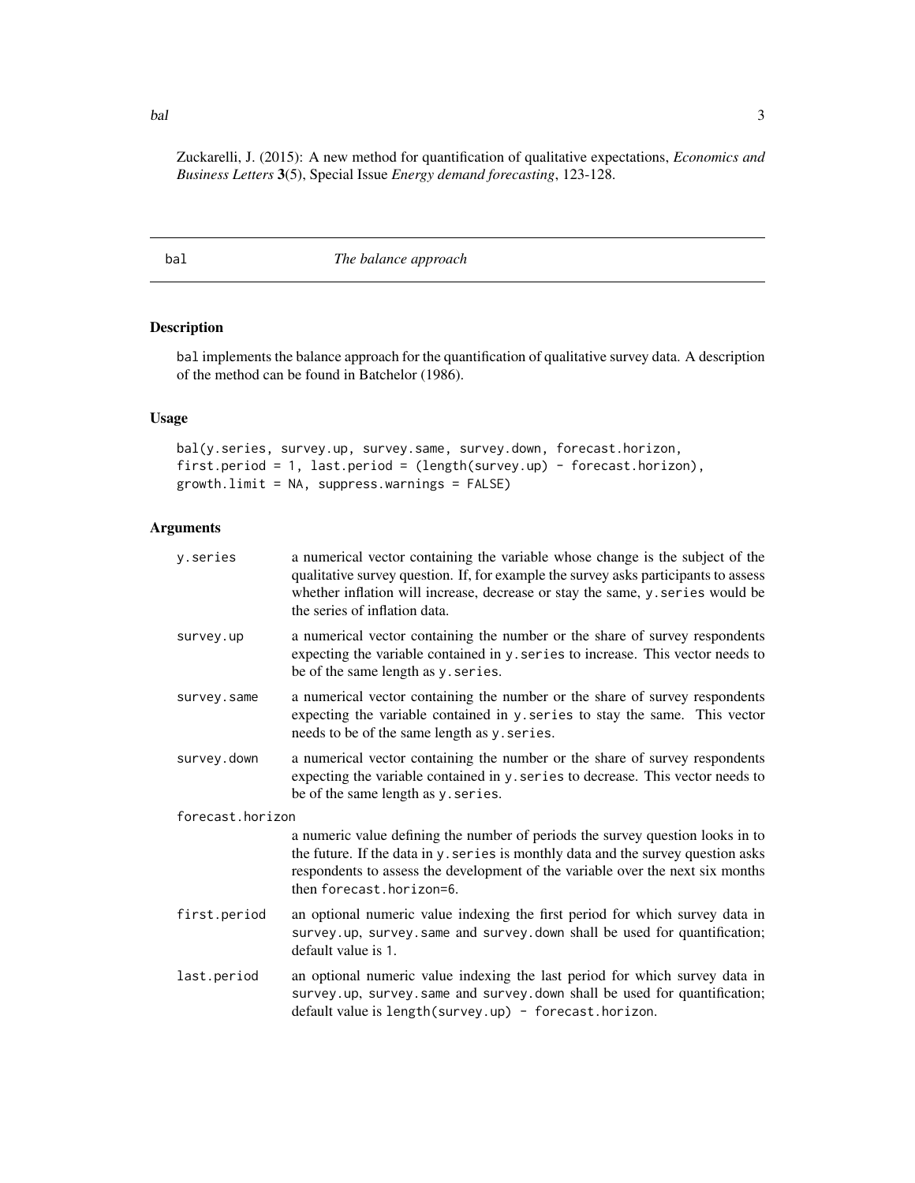Zuckarelli, J. (2015): A new method for quantification of qualitative expectations, *Economics and Business Letters* **3**(5), Special Issue *Energy demand forecasting*, 123-128.

---

## bal — *The balance approach*

---

### Description

bal implements the balance approach for the quantification of qualitative survey data. A description of the method can be found in Batchelor (1986).

### Usage

```
bal(y.series, survey.up, survey.same, survey.down, forecast.horizon,
first.period = 1, last.period = (length(survey.up) - forecast.horizon),
growth.limit = NA, suppress.warnings = FALSE)
```

### Arguments

| Argument | Description |
|---|---|
| y.series | a numerical vector containing the variable whose change is the subject of the qualitative survey question. If, for example the survey asks participants to assess whether inflation will increase, decrease or stay the same, y.series would be the series of inflation data. |
| survey.up | a numerical vector containing the number or the share of survey respondents expecting the variable contained in y.series to increase. This vector needs to be of the same length as y.series. |
| survey.same | a numerical vector containing the number or the share of survey respondents expecting the variable contained in y.series to stay the same. This vector needs to be of the same length as y.series. |
| survey.down | a numerical vector containing the number or the share of survey respondents expecting the variable contained in y.series to decrease. This vector needs to be of the same length as y.series. |
| forecast.horizon | a numeric value defining the number of periods the survey question looks in to the future. If the data in y.series is monthly data and the survey question asks respondents to assess the development of the variable over the next six months then forecast.horizon=6. |
| first.period | an optional numeric value indexing the first period for which survey data in survey.up, survey.same and survey.down shall be used for quantification; default value is 1. |
| last.period | an optional numeric value indexing the last period for which survey data in survey.up, survey.same and survey.down shall be used for quantification; default value is length(survey.up) - forecast.horizon. |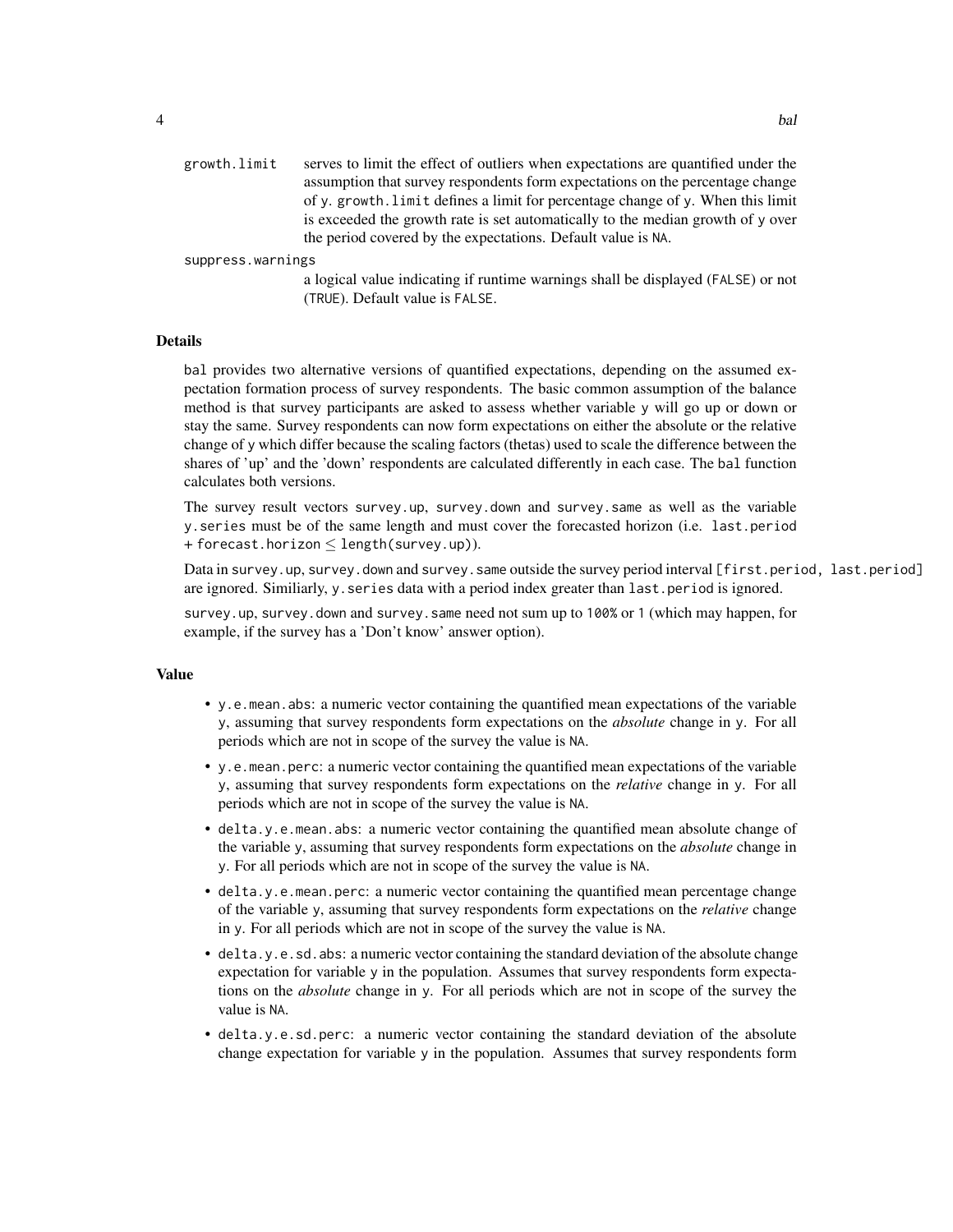growth.limit
: serves to limit the effect of outliers when expectations are quantified under the assumption that survey respondents form expectations on the percentage change of y. growth.limit defines a limit for percentage change of y. When this limit is exceeded the growth rate is set automatically to the median growth of y over the period covered by the expectations. Default value is NA.

suppress.warnings
: a logical value indicating if runtime warnings shall be displayed (FALSE) or not (TRUE). Default value is FALSE.

## Details

bal provides two alternative versions of quantified expectations, depending on the assumed expectation formation process of survey respondents. The basic common assumption of the balance method is that survey participants are asked to assess whether variable y will go up or down or stay the same. Survey respondents can now form expectations on either the absolute or the relative change of y which differ because the scaling factors (thetas) used to scale the difference between the shares of 'up' and the 'down' respondents are calculated differently in each case. The bal function calculates both versions.

The survey result vectors survey.up, survey.down and survey.same as well as the variable y.series must be of the same length and must cover the forecasted horizon (i.e. last.period + forecast.horizon ≤ length(survey.up)).

Data in survey.up, survey.down and survey.same outside the survey period interval [first.period, last.period] are ignored. Similiarly, y.series data with a period index greater than last.period is ignored.

survey.up, survey.down and survey.same need not sum up to 100% or 1 (which may happen, for example, if the survey has a 'Don't know' answer option).

## Value

- y.e.mean.abs: a numeric vector containing the quantified mean expectations of the variable y, assuming that survey respondents form expectations on the *absolute* change in y. For all periods which are not in scope of the survey the value is NA.
- y.e.mean.perc: a numeric vector containing the quantified mean expectations of the variable y, assuming that survey respondents form expectations on the *relative* change in y. For all periods which are not in scope of the survey the value is NA.
- delta.y.e.mean.abs: a numeric vector containing the quantified mean absolute change of the variable y, assuming that survey respondents form expectations on the *absolute* change in y. For all periods which are not in scope of the survey the value is NA.
- delta.y.e.mean.perc: a numeric vector containing the quantified mean percentage change of the variable y, assuming that survey respondents form expectations on the *relative* change in y. For all periods which are not in scope of the survey the value is NA.
- delta.y.e.sd.abs: a numeric vector containing the standard deviation of the absolute change expectation for variable y in the population. Assumes that survey respondents form expectations on the *absolute* change in y. For all periods which are not in scope of the survey the value is NA.
- delta.y.e.sd.perc: a numeric vector containing the standard deviation of the absolute change expectation for variable y in the population. Assumes that survey respondents form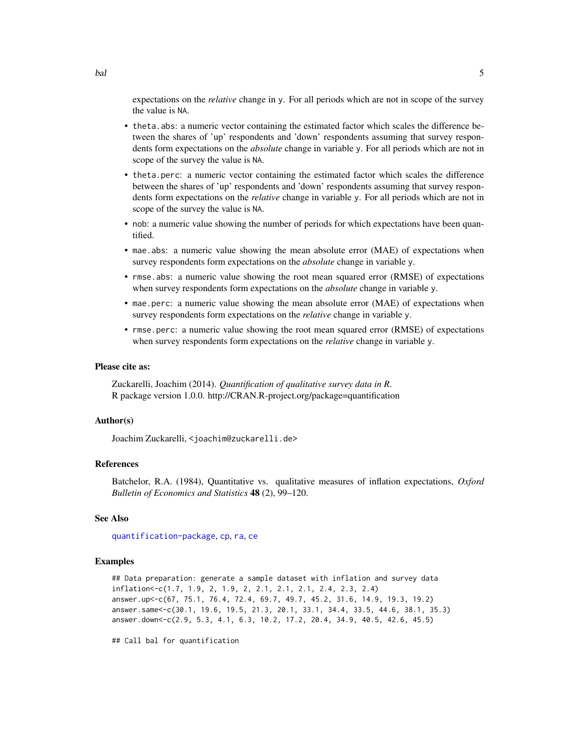expectations on the *relative* change in y. For all periods which are not in scope of the survey the value is NA.

- theta.abs: a numeric vector containing the estimated factor which scales the difference between the shares of 'up' respondents and 'down' respondents assuming that survey respondents form expectations on the *absolute* change in variable y. For all periods which are not in scope of the survey the value is NA.
- theta.perc: a numeric vector containing the estimated factor which scales the difference between the shares of 'up' respondents and 'down' respondents assuming that survey respondents form expectations on the *relative* change in variable y. For all periods which are not in scope of the survey the value is NA.
- nob: a numeric value showing the number of periods for which expectations have been quantified.
- mae.abs: a numeric value showing the mean absolute error (MAE) of expectations when survey respondents form expectations on the *absolute* change in variable y.
- rmse.abs: a numeric value showing the root mean squared error (RMSE) of expectations when survey respondents form expectations on the *absolute* change in variable y.
- mae.perc: a numeric value showing the mean absolute error (MAE) of expectations when survey respondents form expectations on the *relative* change in variable y.
- rmse.perc: a numeric value showing the root mean squared error (RMSE) of expectations when survey respondents form expectations on the *relative* change in variable y.

### Please cite as:

Zuckarelli, Joachim (2014). *Quantification of qualitative survey data in R*.
R package version 1.0.0. http://CRAN.R-project.org/package=quantification

### Author(s)

Joachim Zuckarelli, <joachim@zuckarelli.de>

### References

Batchelor, R.A. (1984), Quantitative vs. qualitative measures of inflation expectations, *Oxford Bulletin of Economics and Statistics* **48** (2), 99–120.

### See Also

quantification-package, cp, ra, ce

### Examples

```
## Data preparation: generate a sample dataset with inflation and survey data
inflation<-c(1.7, 1.9, 2, 1.9, 2, 2.1, 2.1, 2.1, 2.4, 2.3, 2.4)
answer.up<-c(67, 75.1, 76.4, 72.4, 69.7, 49.7, 45.2, 31.6, 14.9, 19.3, 19.2)
answer.same<-c(30.1, 19.6, 19.5, 21.3, 20.1, 33.1, 34.4, 33.5, 44.6, 38.1, 35.3)
answer.down<-c(2.9, 5.3, 4.1, 6.3, 10.2, 17.2, 20.4, 34.9, 40.5, 42.6, 45.5)

## Call bal for quantification
```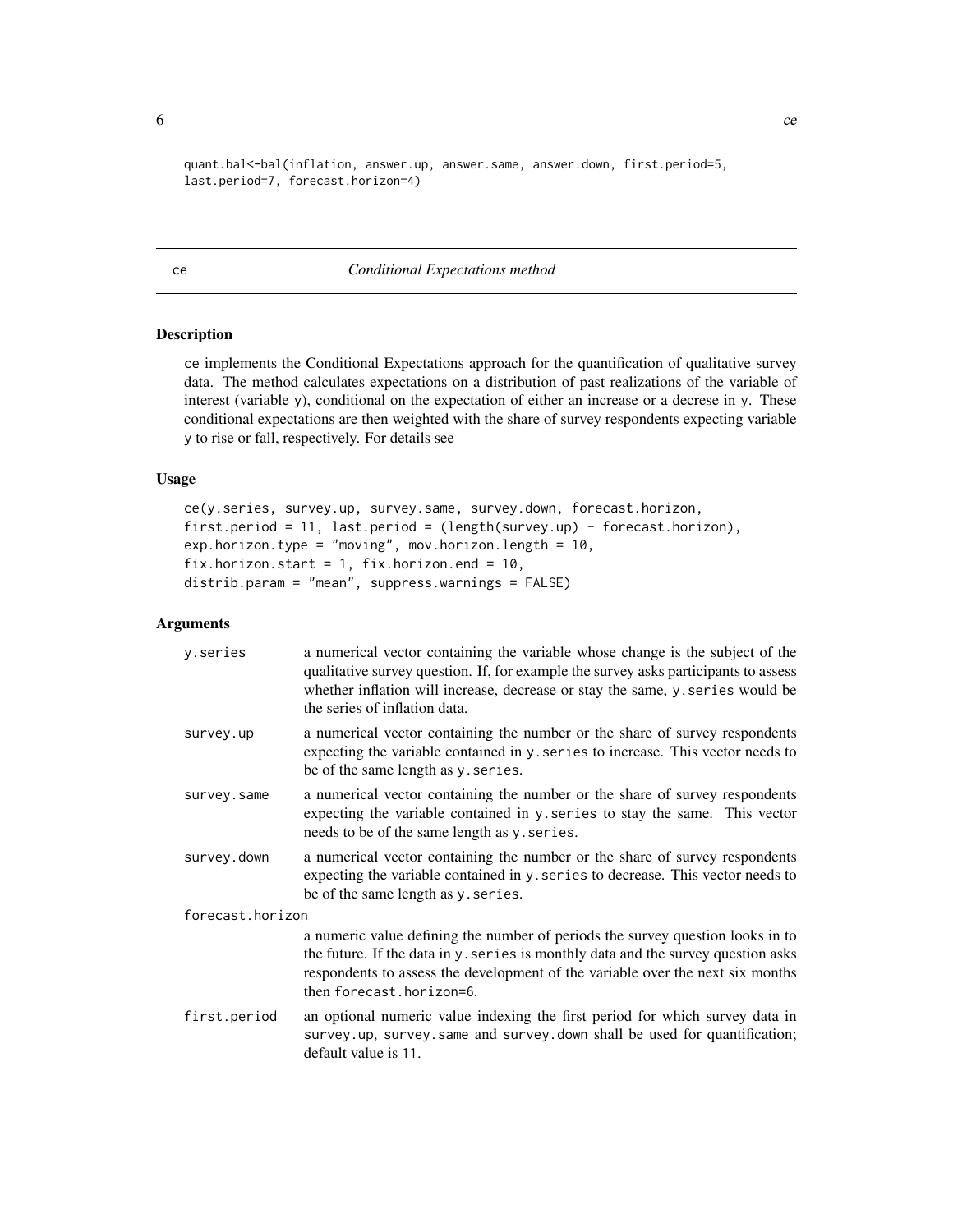```
quant.bal<-bal(inflation, answer.up, answer.same, answer.down, first.period=5,
last.period=7, forecast.horizon=4)
```

## ce — *Conditional Expectations method*

### Description

ce implements the Conditional Expectations approach for the quantification of qualitative survey data. The method calculates expectations on a distribution of past realizations of the variable of interest (variable y), conditional on the expectation of either an increase or a decrese in y. These conditional expectations are then weighted with the share of survey respondents expecting variable y to rise or fall, respectively. For details see

### Usage

```
ce(y.series, survey.up, survey.same, survey.down, forecast.horizon,
first.period = 11, last.period = (length(survey.up) - forecast.horizon),
exp.horizon.type = "moving", mov.horizon.length = 10,
fix.horizon.start = 1, fix.horizon.end = 10,
distrib.param = "mean", suppress.warnings = FALSE)
```

### Arguments

- `y.series` — a numerical vector containing the variable whose change is the subject of the qualitative survey question. If, for example the survey asks participants to assess whether inflation will increase, decrease or stay the same, `y.series` would be the series of inflation data.
- `survey.up` — a numerical vector containing the number or the share of survey respondents expecting the variable contained in `y.series` to increase. This vector needs to be of the same length as `y.series`.
- `survey.same` — a numerical vector containing the number or the share of survey respondents expecting the variable contained in `y.series` to stay the same. This vector needs to be of the same length as `y.series`.
- `survey.down` — a numerical vector containing the number or the share of survey respondents expecting the variable contained in `y.series` to decrease. This vector needs to be of the same length as `y.series`.
- `forecast.horizon` — a numeric value defining the number of periods the survey question looks in to the future. If the data in `y.series` is monthly data and the survey question asks respondents to assess the development of the variable over the next six months then `forecast.horizon=6`.
- `first.period` — an optional numeric value indexing the first period for which survey data in `survey.up`, `survey.same` and `survey.down` shall be used for quantification; default value is 11.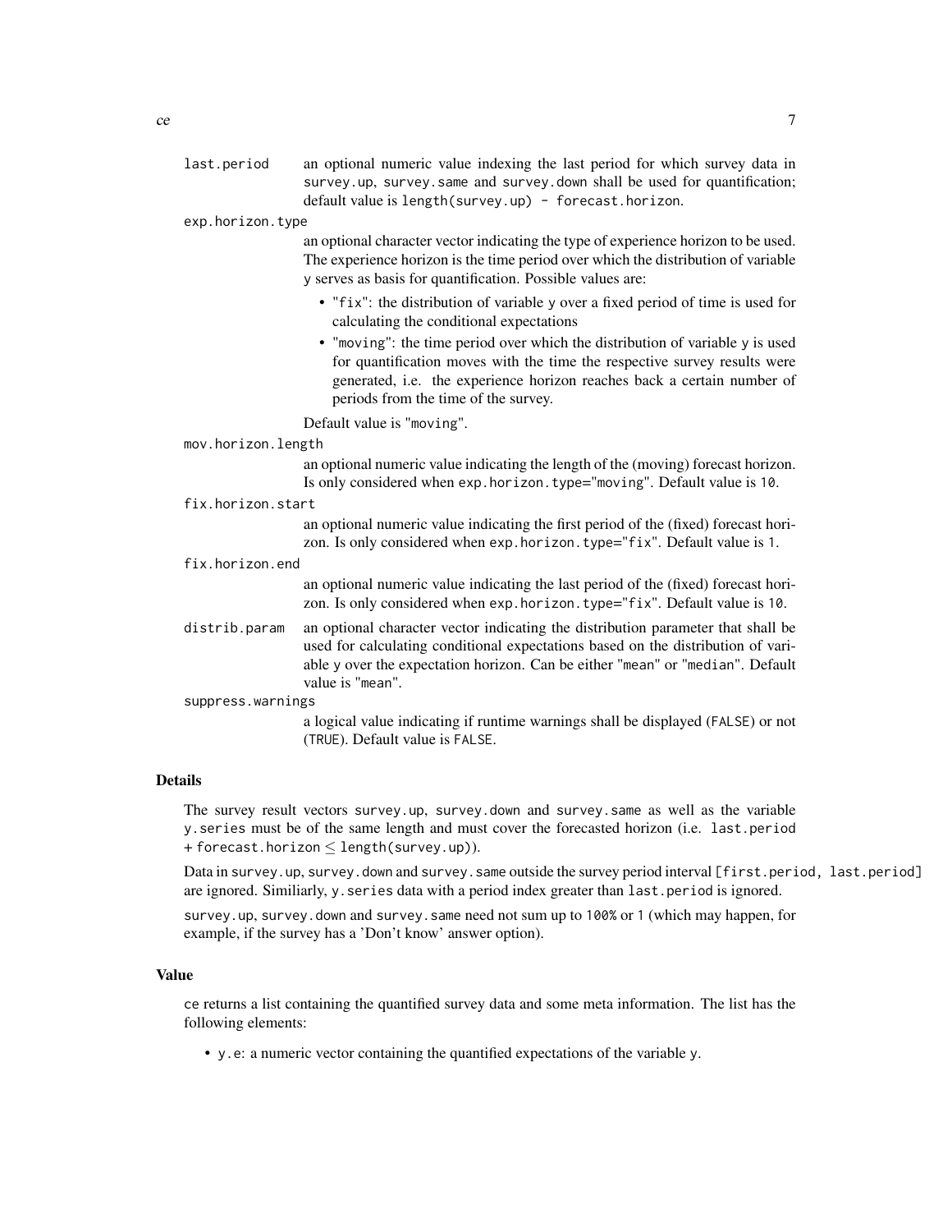`last.period` an optional numeric value indexing the last period for which survey data in `survey.up`, `survey.same` and `survey.down` shall be used for quantification; default value is `length(survey.up) - forecast.horizon`.

`exp.horizon.type`
: an optional character vector indicating the type of experience horizon to be used. The experience horizon is the time period over which the distribution of variable `y` serves as basis for quantification. Possible values are:

- `"fix"`: the distribution of variable `y` over a fixed period of time is used for calculating the conditional expectations
- `"moving"`: the time period over which the distribution of variable `y` is used for quantification moves with the time the respective survey results were generated, i.e. the experience horizon reaches back a certain number of periods from the time of the survey.

Default value is `"moving"`.

`mov.horizon.length`
: an optional numeric value indicating the length of the (moving) forecast horizon. Is only considered when `exp.horizon.type="moving"`. Default value is `10`.

`fix.horizon.start`
: an optional numeric value indicating the first period of the (fixed) forecast horizon. Is only considered when `exp.horizon.type="fix"`. Default value is `1`.

`fix.horizon.end`
: an optional numeric value indicating the last period of the (fixed) forecast horizon. Is only considered when `exp.horizon.type="fix"`. Default value is `10`.

`distrib.param` an optional character vector indicating the distribution parameter that shall be used for calculating conditional expectations based on the distribution of variable `y` over the expectation horizon. Can be either `"mean"` or `"median"`. Default value is `"mean"`.

`suppress.warnings`
: a logical value indicating if runtime warnings shall be displayed (`FALSE`) or not (`TRUE`). Default value is `FALSE`.

## Details

The survey result vectors `survey.up`, `survey.down` and `survey.same` as well as the variable `y.series` must be of the same length and must cover the forecasted horizon (i.e. `last.period + forecast.horizon` $\leq$ `length(survey.up)`).

Data in `survey.up`, `survey.down` and `survey.same` outside the survey period interval `[first.period, last.period]` are ignored. Similiarly, `y.series` data with a period index greater than `last.period` is ignored.

`survey.up`, `survey.down` and `survey.same` need not sum up to `100%` or `1` (which may happen, for example, if the survey has a 'Don't know' answer option).

## Value

`ce` returns a list containing the quantified survey data and some meta information. The list has the following elements:

- `y.e`: a numeric vector containing the quantified expectations of the variable `y`.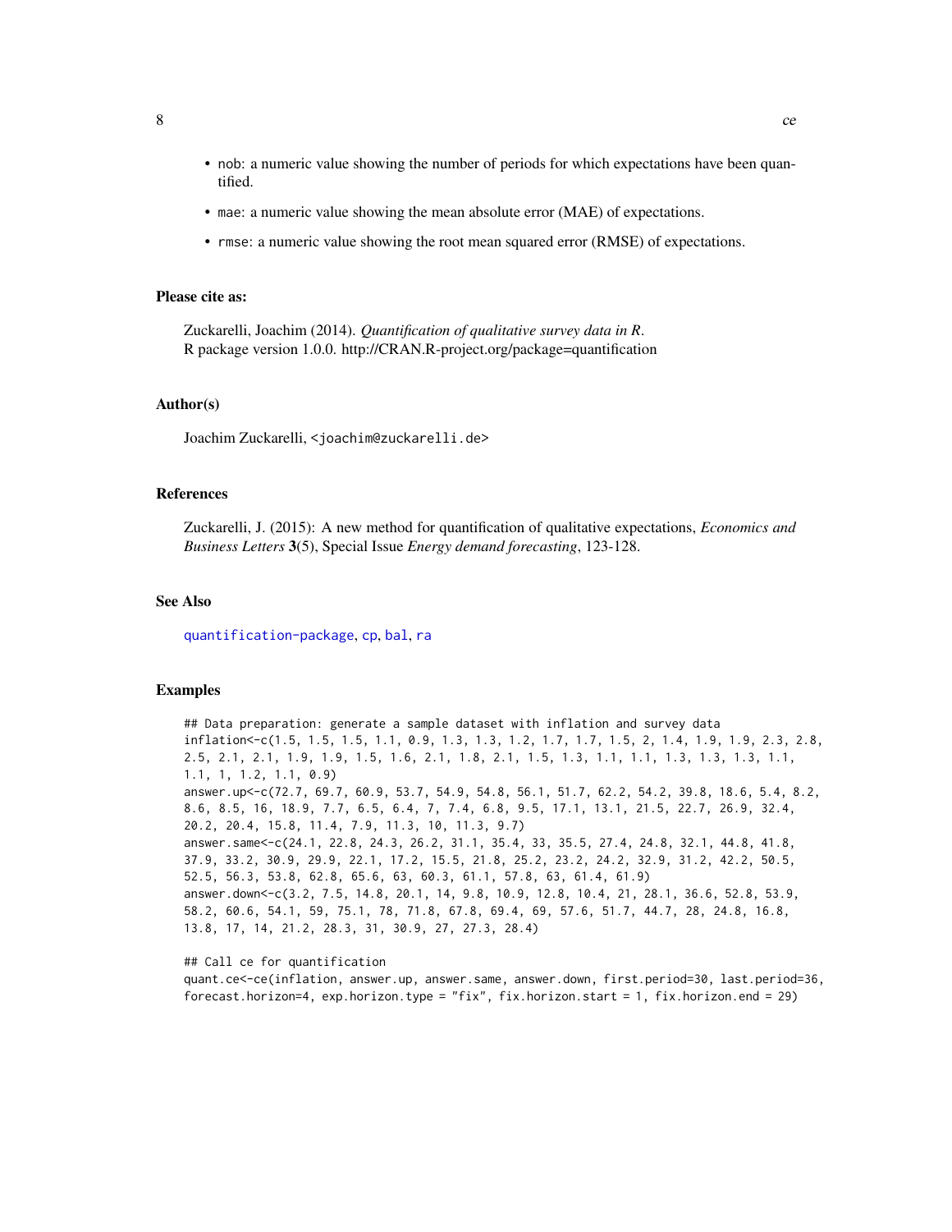- nob: a numeric value showing the number of periods for which expectations have been quantified.
- mae: a numeric value showing the mean absolute error (MAE) of expectations.
- rmse: a numeric value showing the root mean squared error (RMSE) of expectations.

### Please cite as:

Zuckarelli, Joachim (2014). *Quantification of qualitative survey data in R*.
R package version 1.0.0. http://CRAN.R-project.org/package=quantification

### Author(s)

Joachim Zuckarelli, <joachim@zuckarelli.de>

### References

Zuckarelli, J. (2015): A new method for quantification of qualitative expectations, *Economics and Business Letters* **3**(5), Special Issue *Energy demand forecasting*, 123-128.

### See Also

quantification-package, cp, bal, ra

### Examples

```
## Data preparation: generate a sample dataset with inflation and survey data
inflation<-c(1.5, 1.5, 1.5, 1.1, 0.9, 1.3, 1.3, 1.2, 1.7, 1.7, 1.5, 2, 1.4, 1.9, 1.9, 2.3, 2.8,
2.5, 2.1, 2.1, 1.9, 1.9, 1.5, 1.6, 2.1, 1.8, 2.1, 1.5, 1.3, 1.1, 1.1, 1.3, 1.3, 1.3, 1.1,
1.1, 1, 1.2, 1.1, 0.9)
answer.up<-c(72.7, 69.7, 60.9, 53.7, 54.9, 54.8, 56.1, 51.7, 62.2, 54.2, 39.8, 18.6, 5.4, 8.2,
8.6, 8.5, 16, 18.9, 7.7, 6.5, 6.4, 7, 7.4, 6.8, 9.5, 17.1, 13.1, 21.5, 22.7, 26.9, 32.4,
20.2, 20.4, 15.8, 11.4, 7.9, 11.3, 10, 11.3, 9.7)
answer.same<-c(24.1, 22.8, 24.3, 26.2, 31.1, 35.4, 33, 35.5, 27.4, 24.8, 32.1, 44.8, 41.8,
37.9, 33.2, 30.9, 29.9, 22.1, 17.2, 15.5, 21.8, 25.2, 23.2, 24.2, 32.9, 31.2, 42.2, 50.5,
52.5, 56.3, 53.8, 62.8, 65.6, 63, 60.3, 61.1, 57.8, 63, 61.4, 61.9)
answer.down<-c(3.2, 7.5, 14.8, 20.1, 14, 9.8, 10.9, 12.8, 10.4, 21, 28.1, 36.6, 52.8, 53.9,
58.2, 60.6, 54.1, 59, 75.1, 78, 71.8, 67.8, 69.4, 69, 57.6, 51.7, 44.7, 28, 24.8, 16.8,
13.8, 17, 14, 21.2, 28.3, 31, 30.9, 27, 27.3, 28.4)

## Call ce for quantification
quant.ce<-ce(inflation, answer.up, answer.same, answer.down, first.period=30, last.period=36,
forecast.horizon=4, exp.horizon.type = "fix", fix.horizon.start = 1, fix.horizon.end = 29)
```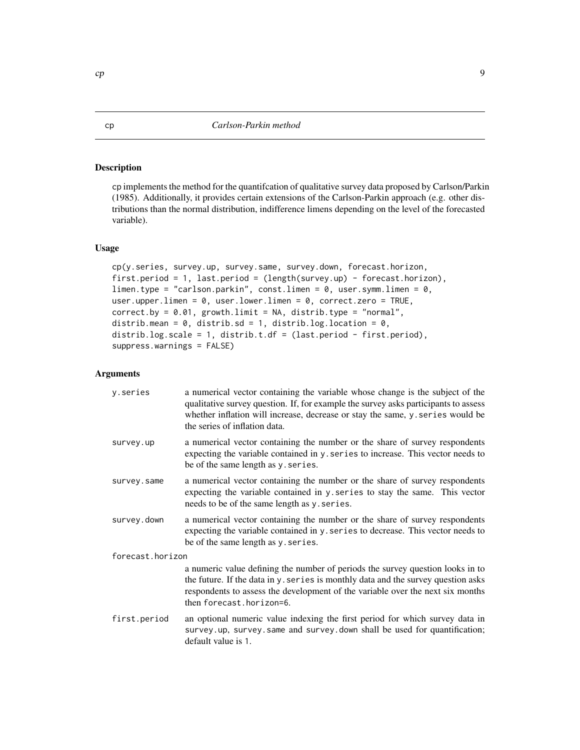## cp — *Carlson-Parkin method*

### Description

cp implements the method for the quantifcation of qualitative survey data proposed by Carlson/Parkin (1985). Additionally, it provides certain extensions of the Carlson-Parkin approach (e.g. other distributions than the normal distribution, indifference limens depending on the level of the forecasted variable).

### Usage

```
cp(y.series, survey.up, survey.same, survey.down, forecast.horizon,
first.period = 1, last.period = (length(survey.up) - forecast.horizon),
limen.type = "carlson.parkin", const.limen = 0, user.symm.limen = 0,
user.upper.limen = 0, user.lower.limen = 0, correct.zero = TRUE,
correct.by = 0.01, growth.limit = NA, distrib.type = "normal",
distrib.mean = 0, distrib.sd = 1, distrib.log.location = 0,
distrib.log.scale = 1, distrib.t.df = (last.period - first.period),
suppress.warnings = FALSE)
```

### Arguments

| | |
|---|---|
| `y.series` | a numerical vector containing the variable whose change is the subject of the qualitative survey question. If, for example the survey asks participants to assess whether inflation will increase, decrease or stay the same, `y.series` would be the series of inflation data. |
| `survey.up` | a numerical vector containing the number or the share of survey respondents expecting the variable contained in `y.series` to increase. This vector needs to be of the same length as `y.series`. |
| `survey.same` | a numerical vector containing the number or the share of survey respondents expecting the variable contained in `y.series` to stay the same. This vector needs to be of the same length as `y.series`. |
| `survey.down` | a numerical vector containing the number or the share of survey respondents expecting the variable contained in `y.series` to decrease. This vector needs to be of the same length as `y.series`. |
| `forecast.horizon` | a numeric value defining the number of periods the survey question looks in to the future. If the data in `y.series` is monthly data and the survey question asks respondents to assess the development of the variable over the next six months then `forecast.horizon=6`. |
| `first.period` | an optional numeric value indexing the first period for which survey data in `survey.up`, `survey.same` and `survey.down` shall be used for quantification; default value is 1. |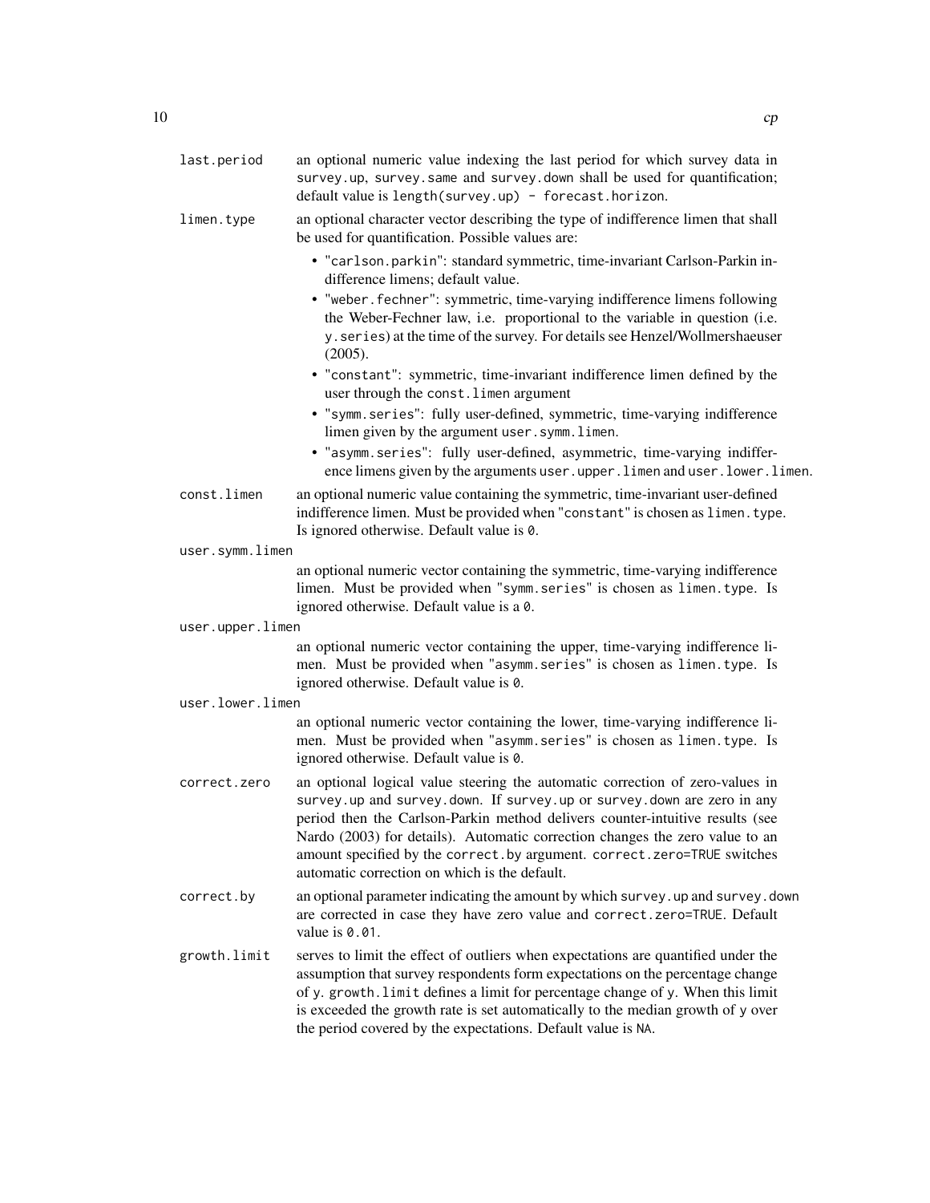**last.period** an optional numeric value indexing the last period for which survey data in `survey.up`, `survey.same` and `survey.down` shall be used for quantification; default value is `length(survey.up) - forecast.horizon`.

**limen.type** an optional character vector describing the type of indifference limen that shall be used for quantification. Possible values are:

- "`carlson.parkin`": standard symmetric, time-invariant Carlson-Parkin indifference limens; default value.
- "`weber.fechner`": symmetric, time-varying indifference limens following the Weber-Fechner law, i.e. proportional to the variable in question (i.e. `y.series`) at the time of the survey. For details see Henzel/Wollmershaeuser (2005).
- "`constant`": symmetric, time-invariant indifference limen defined by the user through the `const.limen` argument
- "`symm.series`": fully user-defined, symmetric, time-varying indifference limen given by the argument `user.symm.limen`.
- "`asymm.series`": fully user-defined, asymmetric, time-varying indifference limens given by the arguments `user.upper.limen` and `user.lower.limen`.

**const.limen** an optional numeric value containing the symmetric, time-invariant user-defined indifference limen. Must be provided when "`constant`" is chosen as `limen.type`. Is ignored otherwise. Default value is `0`.

**user.symm.limen** an optional numeric vector containing the symmetric, time-varying indifference limen. Must be provided when "`symm.series`" is chosen as `limen.type`. Is ignored otherwise. Default value is a `0`.

**user.upper.limen** an optional numeric vector containing the upper, time-varying indifference limen. Must be provided when "`asymm.series`" is chosen as `limen.type`. Is ignored otherwise. Default value is `0`.

**user.lower.limen** an optional numeric vector containing the lower, time-varying indifference limen. Must be provided when "`asymm.series`" is chosen as `limen.type`. Is ignored otherwise. Default value is `0`.

**correct.zero** an optional logical value steering the automatic correction of zero-values in `survey.up` and `survey.down`. If `survey.up` or `survey.down` are zero in any period then the Carlson-Parkin method delivers counter-intuitive results (see Nardo (2003) for details). Automatic correction changes the zero value to an amount specified by the `correct.by` argument. `correct.zero=TRUE` switches automatic correction on which is the default.

**correct.by** an optional parameter indicating the amount by which `survey.up` and `survey.down` are corrected in case they have zero value and `correct.zero=TRUE`. Default value is `0.01`.

**growth.limit** serves to limit the effect of outliers when expectations are quantified under the assumption that survey respondents form expectations on the percentage change of `y`. `growth.limit` defines a limit for percentage change of `y`. When this limit is exceeded the growth rate is set automatically to the median growth of `y` over the period covered by the expectations. Default value is `NA`.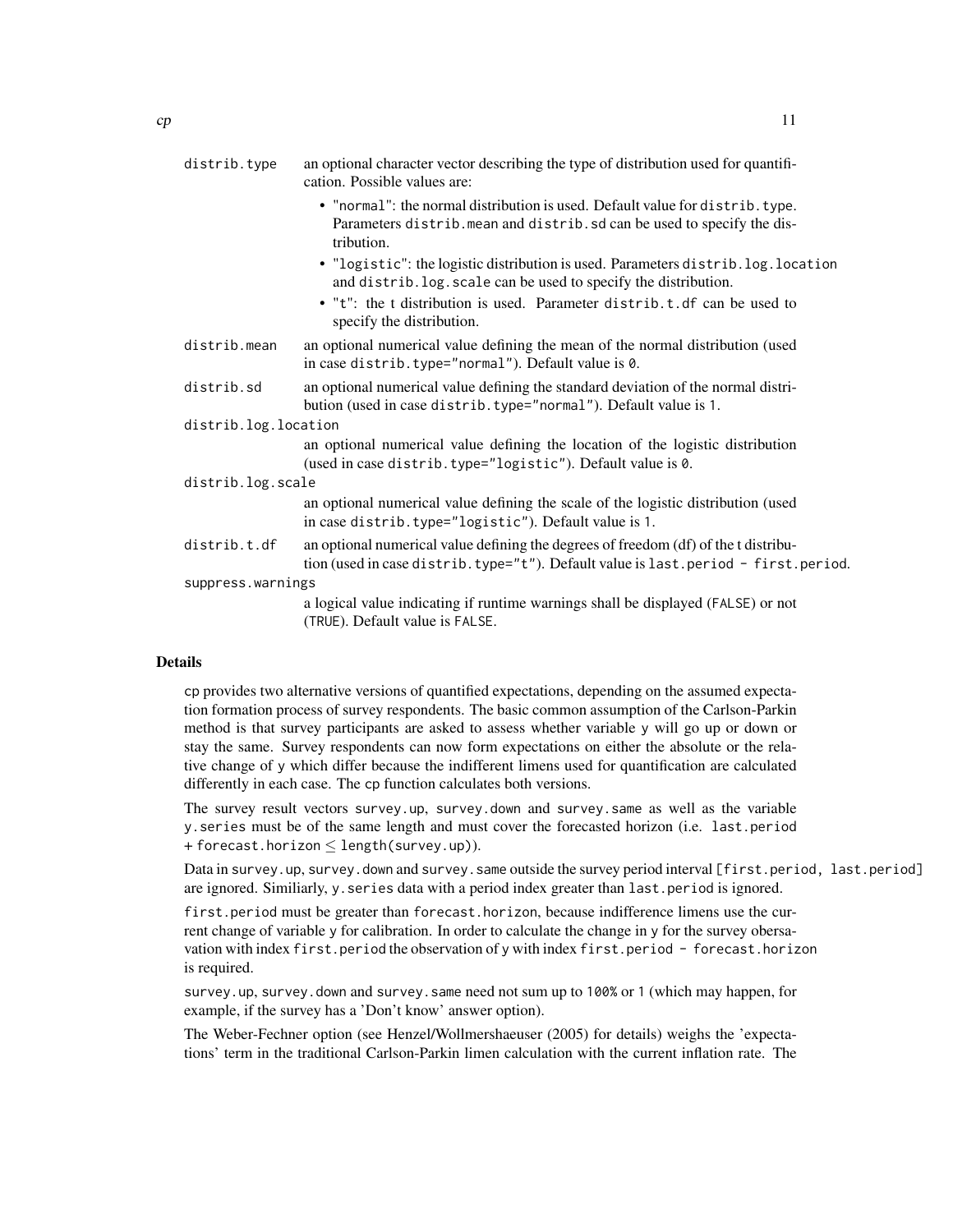`distrib.type`
: an optional character vector describing the type of distribution used for quantification. Possible values are:
  - `"normal"`: the normal distribution is used. Default value for `distrib.type`. Parameters `distrib.mean` and `distrib.sd` can be used to specify the distribution.
  - `"logistic"`: the logistic distribution is used. Parameters `distrib.log.location` and `distrib.log.scale` can be used to specify the distribution.
  - `"t"`: the t distribution is used. Parameter `distrib.t.df` can be used to specify the distribution.

`distrib.mean`
: an optional numerical value defining the mean of the normal distribution (used in case `distrib.type="normal"`). Default value is `0`.

`distrib.sd`
: an optional numerical value defining the standard deviation of the normal distribution (used in case `distrib.type="normal"`). Default value is `1`.

`distrib.log.location`
: an optional numerical value defining the location of the logistic distribution (used in case `distrib.type="logistic"`). Default value is `0`.

`distrib.log.scale`
: an optional numerical value defining the scale of the logistic distribution (used in case `distrib.type="logistic"`). Default value is `1`.

`distrib.t.df`
: an optional numerical value defining the degrees of freedom (df) of the t distribution (used in case `distrib.type="t"`). Default value is `last.period - first.period`.

`suppress.warnings`
: a logical value indicating if runtime warnings shall be displayed (`FALSE`) or not (`TRUE`). Default value is `FALSE`.

## Details

cp provides two alternative versions of quantified expectations, depending on the assumed expectation formation process of survey respondents. The basic common assumption of the Carlson-Parkin method is that survey participants are asked to assess whether variable y will go up or down or stay the same. Survey respondents can now form expectations on either the absolute or the relative change of y which differ because the indifferent limens used for quantification are calculated differently in each case. The cp function calculates both versions.

The survey result vectors `survey.up`, `survey.down` and `survey.same` as well as the variable `y.series` must be of the same length and must cover the forecasted horizon (i.e. `last.period + forecast.horizon` $\leq$ `length(survey.up)`).

Data in `survey.up`, `survey.down` and `survey.same` outside the survey period interval `[first.period, last.period]` are ignored. Similiarly, `y.series` data with a period index greater than `last.period` is ignored.

`first.period` must be greater than `forecast.horizon`, because indifference limens use the current change of variable y for calibration. In order to calculate the change in y for the survey obersavation with index `first.period` the observation of y with index `first.period - forecast.horizon` is required.

`survey.up`, `survey.down` and `survey.same` need not sum up to `100%` or `1` (which may happen, for example, if the survey has a 'Don't know' answer option).

The Weber-Fechner option (see Henzel/Wollmershaeuser (2005) for details) weighs the 'expectations' term in the traditional Carlson-Parkin limen calculation with the current inflation rate. The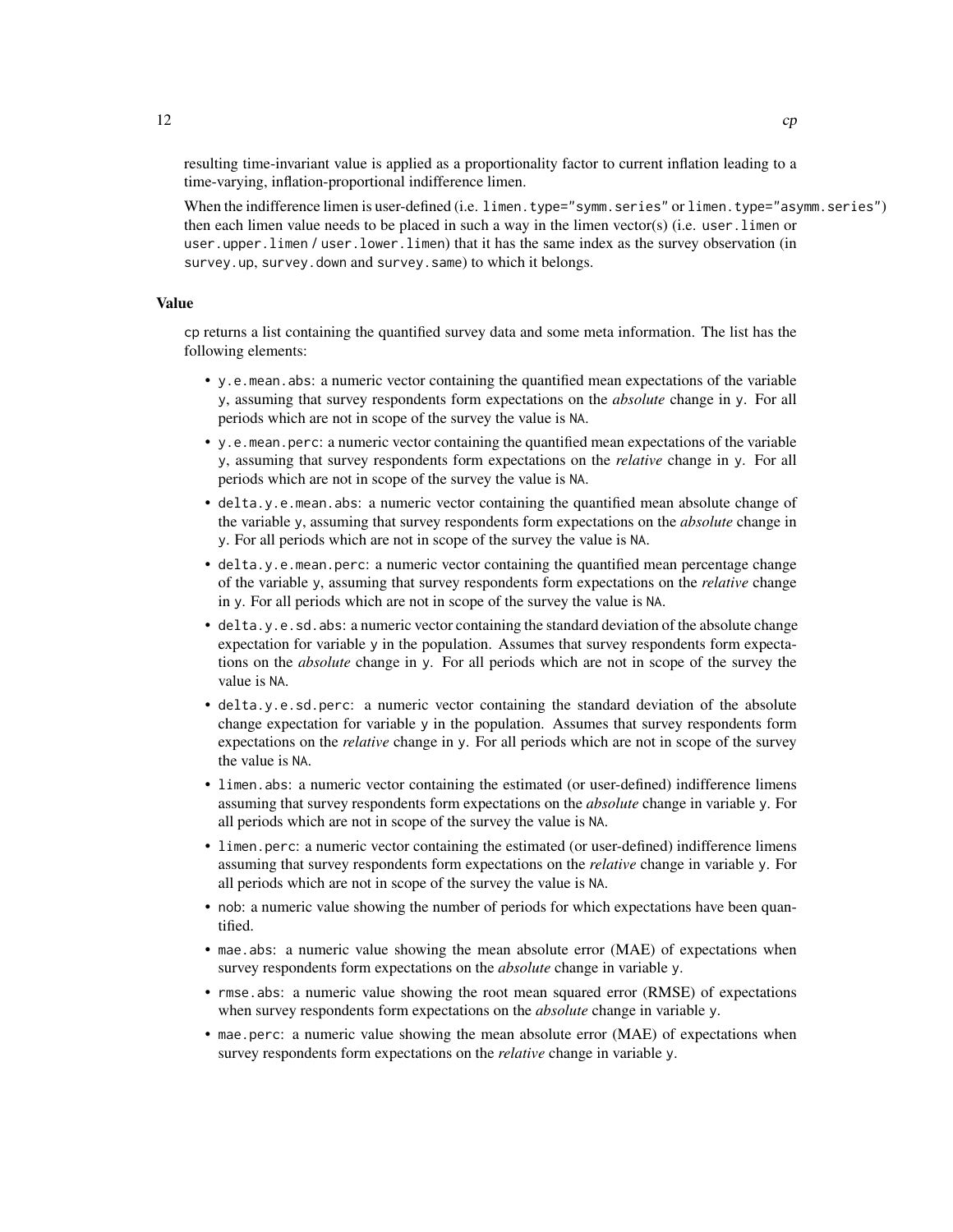resulting time-invariant value is applied as a proportionality factor to current inflation leading to a time-varying, inflation-proportional indifference limen.

When the indifference limen is user-defined (i.e. `limen.type="symm.series"` or `limen.type="asymm.series"`) then each limen value needs to be placed in such a way in the limen vector(s) (i.e. `user.limen` or `user.upper.limen` / `user.lower.limen`) that it has the same index as the survey observation (in `survey.up`, `survey.down` and `survey.same`) to which it belongs.

### Value

`cp` returns a list containing the quantified survey data and some meta information. The list has the following elements:

- `y.e.mean.abs`: a numeric vector containing the quantified mean expectations of the variable `y`, assuming that survey respondents form expectations on the *absolute* change in `y`. For all periods which are not in scope of the survey the value is `NA`.
- `y.e.mean.perc`: a numeric vector containing the quantified mean expectations of the variable `y`, assuming that survey respondents form expectations on the *relative* change in `y`. For all periods which are not in scope of the survey the value is `NA`.
- `delta.y.e.mean.abs`: a numeric vector containing the quantified mean absolute change of the variable `y`, assuming that survey respondents form expectations on the *absolute* change in `y`. For all periods which are not in scope of the survey the value is `NA`.
- `delta.y.e.mean.perc`: a numeric vector containing the quantified mean percentage change of the variable `y`, assuming that survey respondents form expectations on the *relative* change in `y`. For all periods which are not in scope of the survey the value is `NA`.
- `delta.y.e.sd.abs`: a numeric vector containing the standard deviation of the absolute change expectation for variable `y` in the population. Assumes that survey respondents form expectations on the *absolute* change in `y`. For all periods which are not in scope of the survey the value is `NA`.
- `delta.y.e.sd.perc`: a numeric vector containing the standard deviation of the absolute change expectation for variable `y` in the population. Assumes that survey respondents form expectations on the *relative* change in `y`. For all periods which are not in scope of the survey the value is `NA`.
- `limen.abs`: a numeric vector containing the estimated (or user-defined) indifference limens assuming that survey respondents form expectations on the *absolute* change in variable `y`. For all periods which are not in scope of the survey the value is `NA`.
- `limen.perc`: a numeric vector containing the estimated (or user-defined) indifference limens assuming that survey respondents form expectations on the *relative* change in variable `y`. For all periods which are not in scope of the survey the value is `NA`.
- `nob`: a numeric value showing the number of periods for which expectations have been quantified.
- `mae.abs`: a numeric value showing the mean absolute error (MAE) of expectations when survey respondents form expectations on the *absolute* change in variable `y`.
- `rmse.abs`: a numeric value showing the root mean squared error (RMSE) of expectations when survey respondents form expectations on the *absolute* change in variable `y`.
- `mae.perc`: a numeric value showing the mean absolute error (MAE) of expectations when survey respondents form expectations on the *relative* change in variable `y`.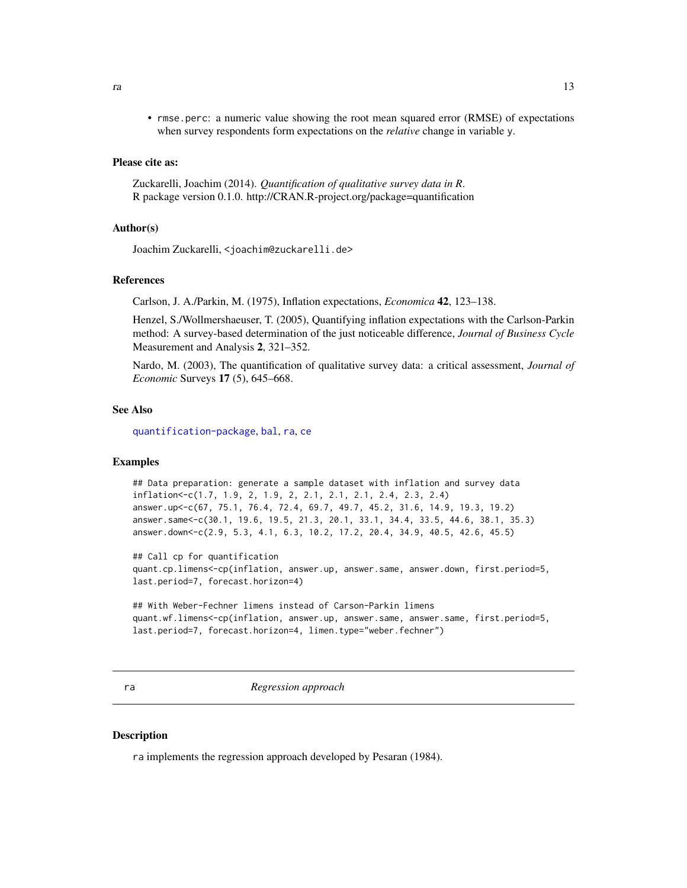- `rmse.perc`: a numeric value showing the root mean squared error (RMSE) of expectations when survey respondents form expectations on the *relative* change in variable `y`.

### Please cite as:

Zuckarelli, Joachim (2014). *Quantification of qualitative survey data in R*.
R package version 0.1.0. http://CRAN.R-project.org/package=quantification

### Author(s)

Joachim Zuckarelli, <joachim@zuckarelli.de>

### References

Carlson, J. A./Parkin, M. (1975), Inflation expectations, *Economica* **42**, 123–138.

Henzel, S./Wollmershaeuser, T. (2005), Quantifying inflation expectations with the Carlson-Parkin method: A survey-based determination of the just noticeable difference, *Journal of Business Cycle* Measurement and Analysis **2**, 321–352.

Nardo, M. (2003), The quantification of qualitative survey data: a critical assessment, *Journal of Economic* Surveys **17** (5), 645–668.

### See Also

quantification-package, bal, ra, ce

### Examples

```
## Data preparation: generate a sample dataset with inflation and survey data
inflation<-c(1.7, 1.9, 2, 1.9, 2, 2.1, 2.1, 2.1, 2.4, 2.3, 2.4)
answer.up<-c(67, 75.1, 76.4, 72.4, 69.7, 49.7, 45.2, 31.6, 14.9, 19.3, 19.2)
answer.same<-c(30.1, 19.6, 19.5, 21.3, 20.1, 33.1, 34.4, 33.5, 44.6, 38.1, 35.3)
answer.down<-c(2.9, 5.3, 4.1, 6.3, 10.2, 17.2, 20.4, 34.9, 40.5, 42.6, 45.5)

## Call cp for quantification
quant.cp.limens<-cp(inflation, answer.up, answer.same, answer.down, first.period=5,
last.period=7, forecast.horizon=4)

## With Weber-Fechner limens instead of Carson-Parkin limens
quant.wf.limens<-cp(inflation, answer.up, answer.same, answer.same, first.period=5,
last.period=7, forecast.horizon=4, limen.type="weber.fechner")
```

---

## ra — *Regression approach*

### Description

`ra` implements the regression approach developed by Pesaran (1984).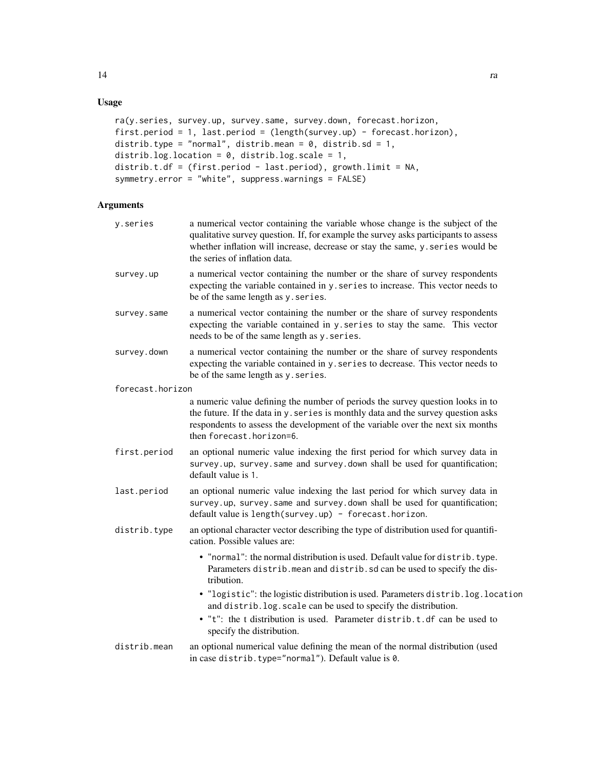## Usage

```
ra(y.series, survey.up, survey.same, survey.down, forecast.horizon,
first.period = 1, last.period = (length(survey.up) - forecast.horizon),
distrib.type = "normal", distrib.mean = 0, distrib.sd = 1,
distrib.log.location = 0, distrib.log.scale = 1,
distrib.t.df = (first.period - last.period), growth.limit = NA,
symmetry.error = "white", suppress.warnings = FALSE)
```

## Arguments

**y.series** — a numerical vector containing the variable whose change is the subject of the qualitative survey question. If, for example the survey asks participants to assess whether inflation will increase, decrease or stay the same, y.series would be the series of inflation data.

**survey.up** — a numerical vector containing the number or the share of survey respondents expecting the variable contained in y.series to increase. This vector needs to be of the same length as y.series.

**survey.same** — a numerical vector containing the number or the share of survey respondents expecting the variable contained in y.series to stay the same. This vector needs to be of the same length as y.series.

**survey.down** — a numerical vector containing the number or the share of survey respondents expecting the variable contained in y.series to decrease. This vector needs to be of the same length as y.series.

**forecast.horizon** — a numeric value defining the number of periods the survey question looks in to the future. If the data in y.series is monthly data and the survey question asks respondents to assess the development of the variable over the next six months then forecast.horizon=6.

**first.period** — an optional numeric value indexing the first period for which survey data in survey.up, survey.same and survey.down shall be used for quantification; default value is 1.

**last.period** — an optional numeric value indexing the last period for which survey data in survey.up, survey.same and survey.down shall be used for quantification; default value is length(survey.up) - forecast.horizon.

**distrib.type** — an optional character vector describing the type of distribution used for quantification. Possible values are:

- "normal": the normal distribution is used. Default value for distrib.type. Parameters distrib.mean and distrib.sd can be used to specify the distribution.
- "logistic": the logistic distribution is used. Parameters distrib.log.location and distrib.log.scale can be used to specify the distribution.
- "t": the t distribution is used. Parameter distrib.t.df can be used to specify the distribution.

**distrib.mean** — an optional numerical value defining the mean of the normal distribution (used in case distrib.type="normal"). Default value is 0.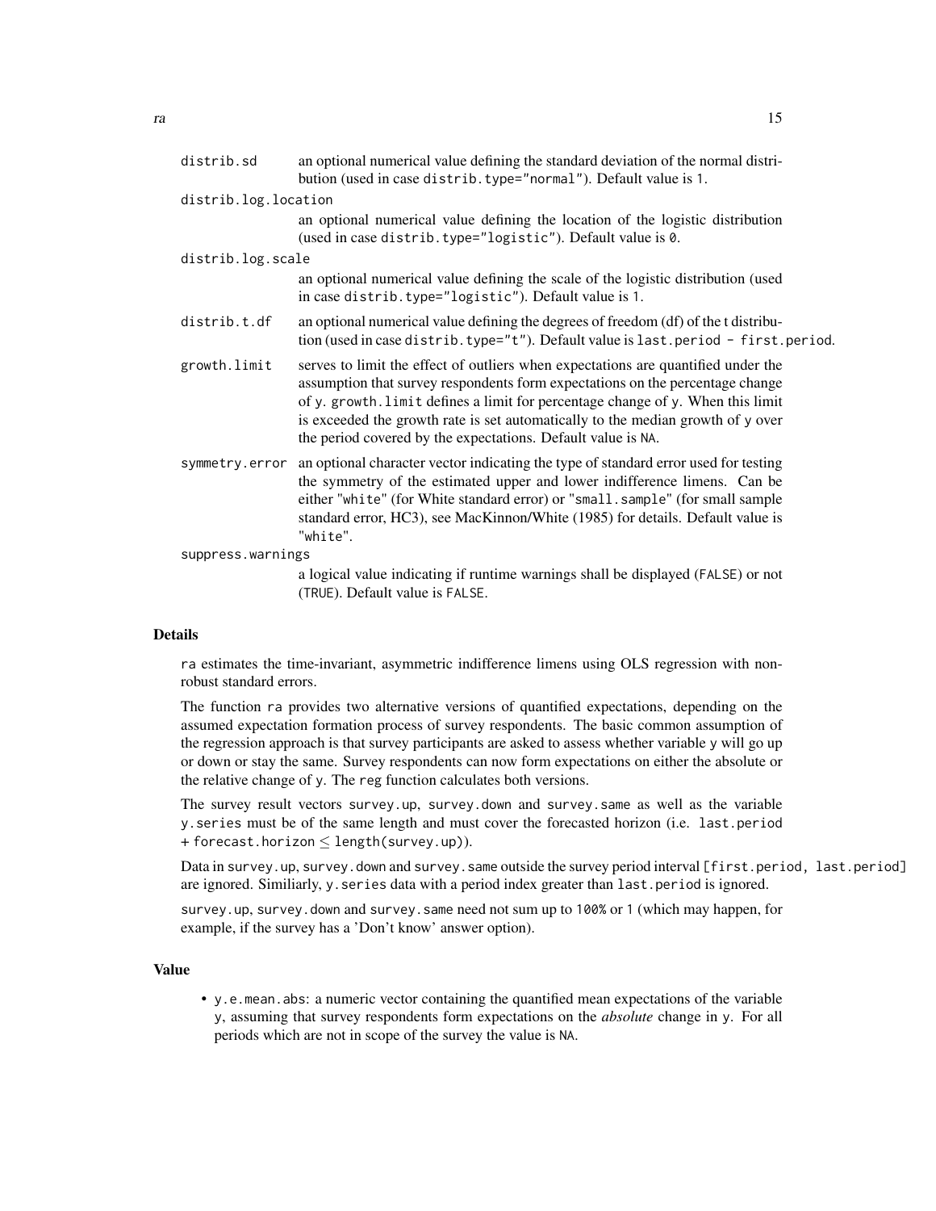distrib.sd
: an optional numerical value defining the standard deviation of the normal distribution (used in case `distrib.type="normal"`). Default value is 1.

distrib.log.location
: an optional numerical value defining the location of the logistic distribution (used in case `distrib.type="logistic"`). Default value is 0.

distrib.log.scale
: an optional numerical value defining the scale of the logistic distribution (used in case `distrib.type="logistic"`). Default value is 1.

distrib.t.df
: an optional numerical value defining the degrees of freedom (df) of the t distribution (used in case `distrib.type="t"`). Default value is `last.period - first.period`.

growth.limit
: serves to limit the effect of outliers when expectations are quantified under the assumption that survey respondents form expectations on the percentage change of y. `growth.limit` defines a limit for percentage change of y. When this limit is exceeded the growth rate is set automatically to the median growth of y over the period covered by the expectations. Default value is NA.

symmetry.error
: an optional character vector indicating the type of standard error used for testing the symmetry of the estimated upper and lower indifference limens. Can be either "white" (for White standard error) or "small.sample" (for small sample standard error, HC3), see MacKinnon/White (1985) for details. Default value is "white".

suppress.warnings
: a logical value indicating if runtime warnings shall be displayed (FALSE) or not (TRUE). Default value is FALSE.

## Details

ra estimates the time-invariant, asymmetric indifference limens using OLS regression with non-robust standard errors.

The function ra provides two alternative versions of quantified expectations, depending on the assumed expectation formation process of survey respondents. The basic common assumption of the regression approach is that survey participants are asked to assess whether variable y will go up or down or stay the same. Survey respondents can now form expectations on either the absolute or the relative change of y. The reg function calculates both versions.

The survey result vectors survey.up, survey.down and survey.same as well as the variable y.series must be of the same length and must cover the forecasted horizon (i.e. last.period + forecast.horizon $\leq$ length(survey.up)).

Data in survey.up, survey.down and survey.same outside the survey period interval [first.period, last.period] are ignored. Similiarly, y.series data with a period index greater than last.period is ignored.

survey.up, survey.down and survey.same need not sum up to 100% or 1 (which may happen, for example, if the survey has a 'Don't know' answer option).

## Value

- y.e.mean.abs: a numeric vector containing the quantified mean expectations of the variable y, assuming that survey respondents form expectations on the *absolute* change in y. For all periods which are not in scope of the survey the value is NA.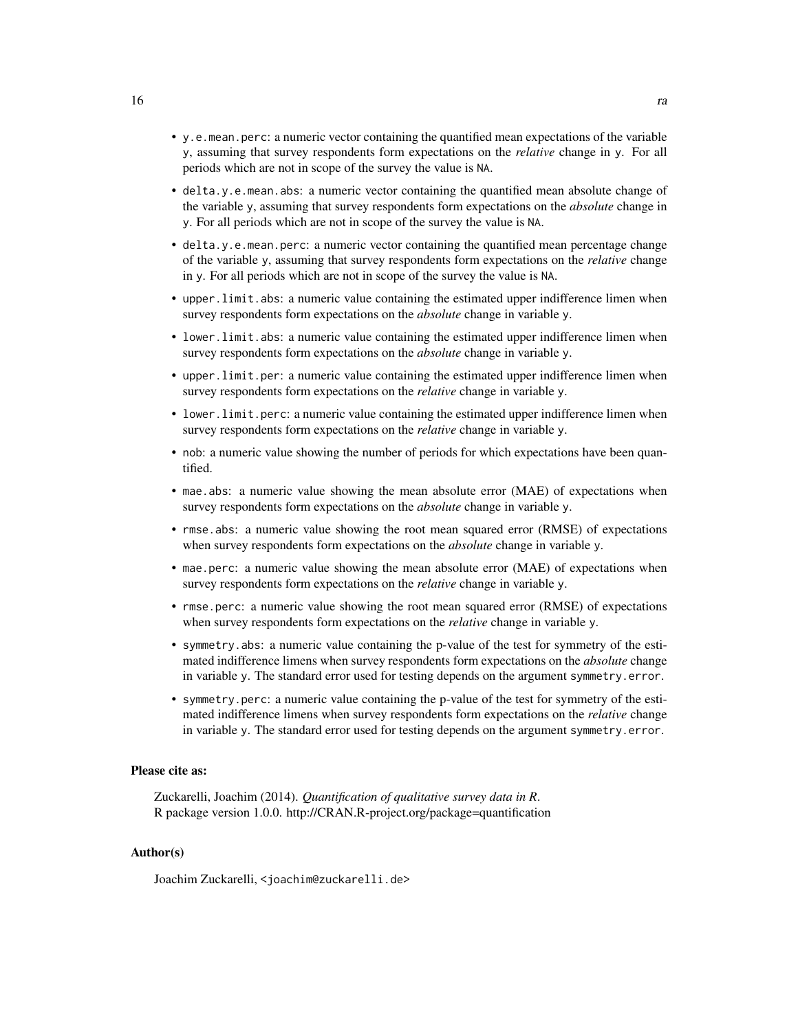- `y.e.mean.perc`: a numeric vector containing the quantified mean expectations of the variable `y`, assuming that survey respondents form expectations on the *relative* change in `y`. For all periods which are not in scope of the survey the value is `NA`.
- `delta.y.e.mean.abs`: a numeric vector containing the quantified mean absolute change of the variable `y`, assuming that survey respondents form expectations on the *absolute* change in `y`. For all periods which are not in scope of the survey the value is `NA`.
- `delta.y.e.mean.perc`: a numeric vector containing the quantified mean percentage change of the variable `y`, assuming that survey respondents form expectations on the *relative* change in `y`. For all periods which are not in scope of the survey the value is `NA`.
- `upper.limit.abs`: a numeric value containing the estimated upper indifference limen when survey respondents form expectations on the *absolute* change in variable `y`.
- `lower.limit.abs`: a numeric value containing the estimated upper indifference limen when survey respondents form expectations on the *absolute* change in variable `y`.
- `upper.limit.per`: a numeric value containing the estimated upper indifference limen when survey respondents form expectations on the *relative* change in variable `y`.
- `lower.limit.perc`: a numeric value containing the estimated upper indifference limen when survey respondents form expectations on the *relative* change in variable `y`.
- `nob`: a numeric value showing the number of periods for which expectations have been quantified.
- `mae.abs`: a numeric value showing the mean absolute error (MAE) of expectations when survey respondents form expectations on the *absolute* change in variable `y`.
- `rmse.abs`: a numeric value showing the root mean squared error (RMSE) of expectations when survey respondents form expectations on the *absolute* change in variable `y`.
- `mae.perc`: a numeric value showing the mean absolute error (MAE) of expectations when survey respondents form expectations on the *relative* change in variable `y`.
- `rmse.perc`: a numeric value showing the root mean squared error (RMSE) of expectations when survey respondents form expectations on the *relative* change in variable `y`.
- `symmetry.abs`: a numeric value containing the p-value of the test for symmetry of the estimated indifference limens when survey respondents form expectations on the *absolute* change in variable `y`. The standard error used for testing depends on the argument `symmetry.error`.
- `symmetry.perc`: a numeric value containing the p-value of the test for symmetry of the estimated indifference limens when survey respondents form expectations on the *relative* change in variable `y`. The standard error used for testing depends on the argument `symmetry.error`.

### Please cite as:

Zuckarelli, Joachim (2014). *Quantification of qualitative survey data in R*.
R package version 1.0.0. http://CRAN.R-project.org/package=quantification

### Author(s)

Joachim Zuckarelli, `<joachim@zuckarelli.de>`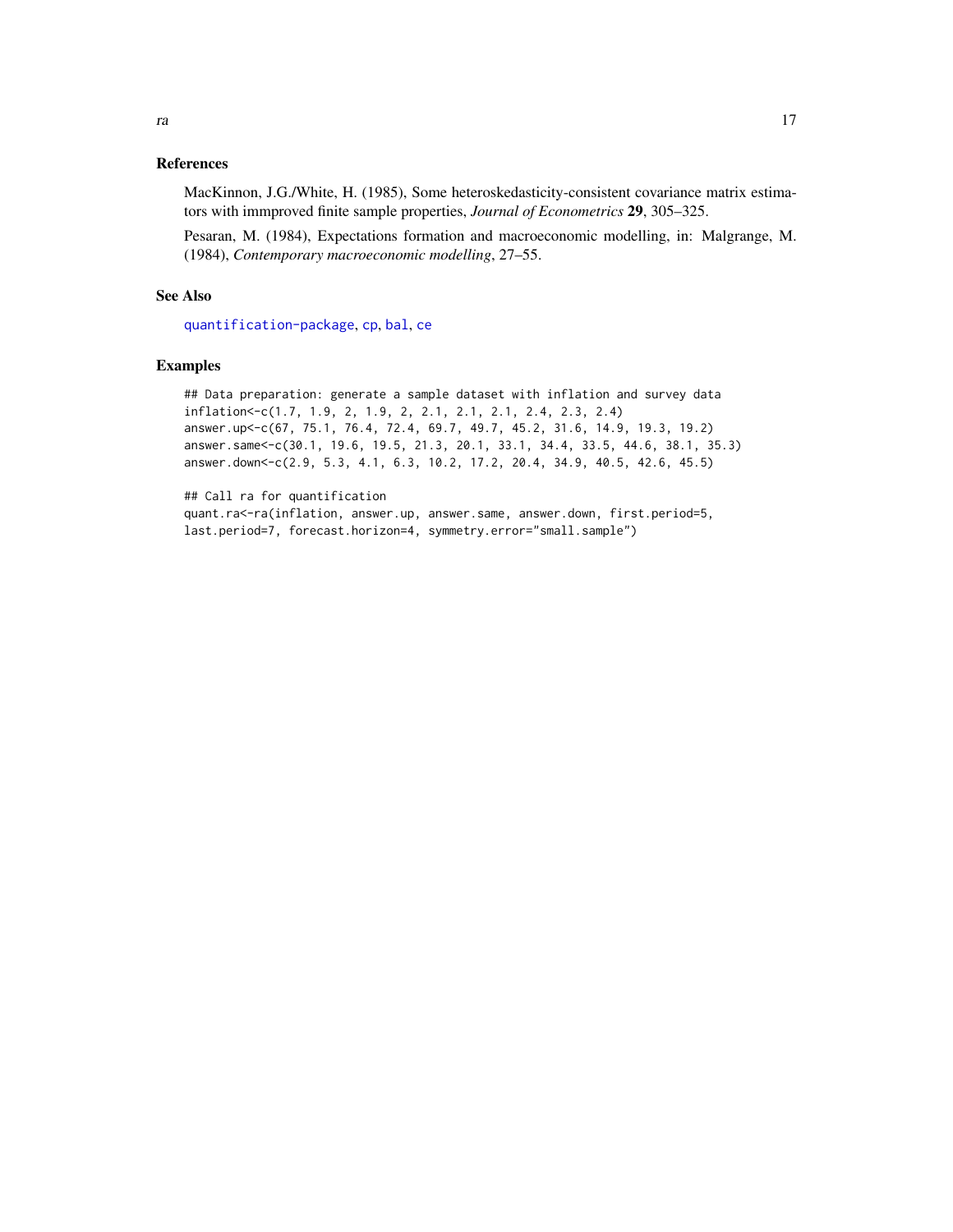## References

MacKinnon, J.G./White, H. (1985), Some heteroskedasticity-consistent covariance matrix estimators with immproved finite sample properties, *Journal of Econometrics* **29**, 305–325.

Pesaran, M. (1984), Expectations formation and macroeconomic modelling, in: Malgrange, M. (1984), *Contemporary macroeconomic modelling*, 27–55.

## See Also

quantification-package, cp, bal, ce

## Examples

```
## Data preparation: generate a sample dataset with inflation and survey data
inflation<-c(1.7, 1.9, 2, 1.9, 2, 2.1, 2.1, 2.1, 2.4, 2.3, 2.4)
answer.up<-c(67, 75.1, 76.4, 72.4, 69.7, 49.7, 45.2, 31.6, 14.9, 19.3, 19.2)
answer.same<-c(30.1, 19.6, 19.5, 21.3, 20.1, 33.1, 34.4, 33.5, 44.6, 38.1, 35.3)
answer.down<-c(2.9, 5.3, 4.1, 6.3, 10.2, 17.2, 20.4, 34.9, 40.5, 42.6, 45.5)

## Call ra for quantification
quant.ra<-ra(inflation, answer.up, answer.same, answer.down, first.period=5,
last.period=7, forecast.horizon=4, symmetry.error="small.sample")
```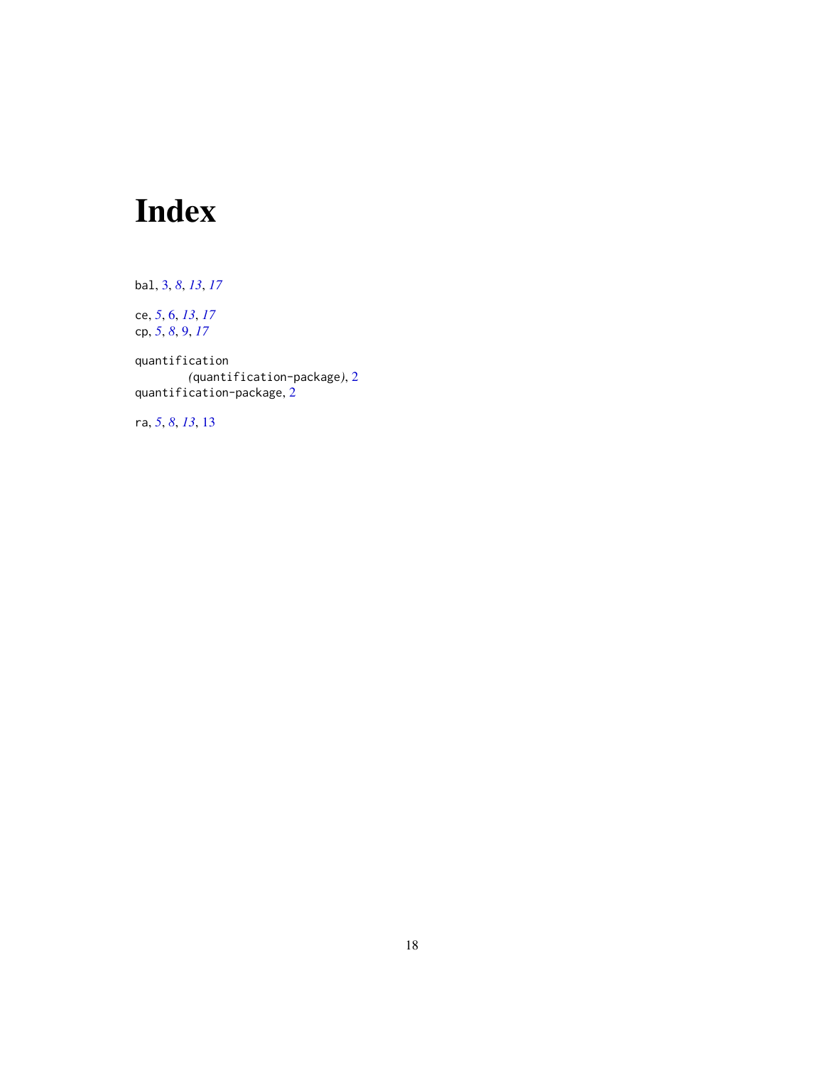# Index

bal, 3, *8*, *13*, *17*

ce, *5*, 6, *13*, *17*
cp, *5*, *8*, 9, *17*

quantification
        (quantification-package), 2
quantification-package, 2

ra, *5*, *8*, *13*, 13